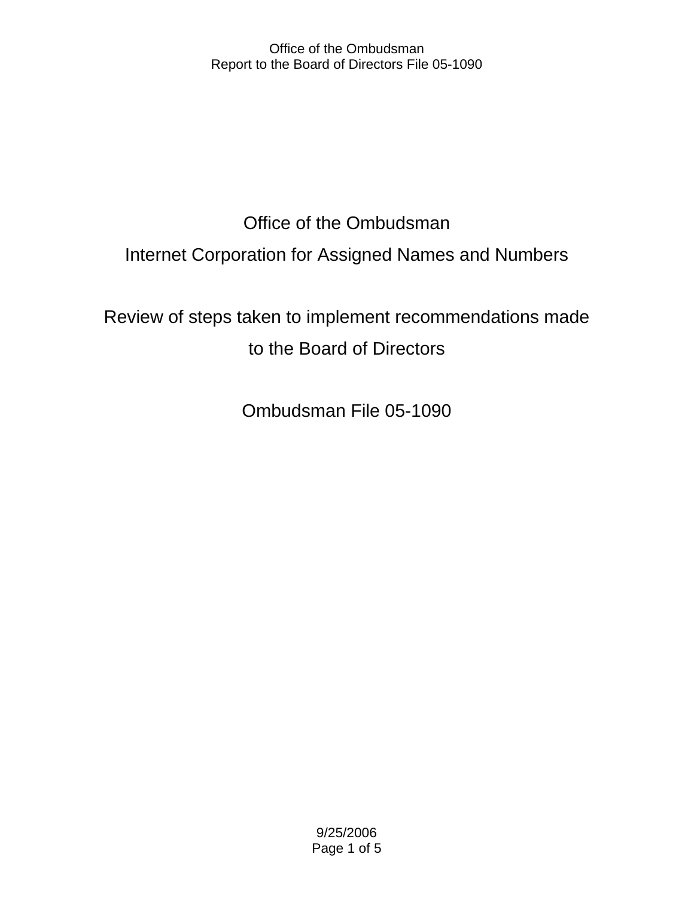# Office of the Ombudsman

# Internet Corporation for Assigned Names and Numbers

## Review of steps taken to implement recommendations made to the Board of Directors

## Ombudsman File 05-1090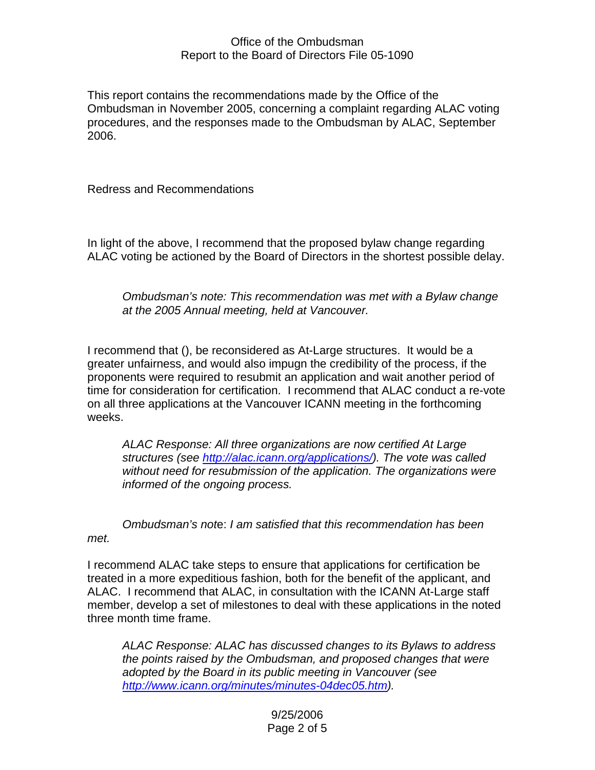Office of the Ombudsman
Report to the Board of Directors File 05-1090

This report contains the recommendations made by the Office of the Ombudsman in November 2005, concerning a complaint regarding ALAC voting procedures, and the responses made to the Ombudsman by ALAC, September 2006.

Redress and Recommendations

In light of the above, I recommend that the proposed bylaw change regarding ALAC voting be actioned by the Board of Directors in the shortest possible delay.

> *Ombudsman's note: This recommendation was met with a Bylaw change at the 2005 Annual meeting, held at Vancouver.*

I recommend that (), be reconsidered as At-Large structures. It would be a greater unfairness, and would also impugn the credibility of the process, if the proponents were required to resubmit an application and wait another period of time for consideration for certification. I recommend that ALAC conduct a re-vote on all three applications at the Vancouver ICANN meeting in the forthcoming weeks.

> *ALAC Response: All three organizations are now certified At Large structures (see [http://alac.icann.org/applications/](http://alac.icann.org/applications/)). The vote was called without need for resubmission of the application. The organizations were informed of the ongoing process.*

> *Ombudsman's note: I am satisfied that this recommendation has been met.*

I recommend ALAC take steps to ensure that applications for certification be treated in a more expeditious fashion, both for the benefit of the applicant, and ALAC. I recommend that ALAC, in consultation with the ICANN At-Large staff member, develop a set of milestones to deal with these applications in the noted three month time frame.

> *ALAC Response: ALAC has discussed changes to its Bylaws to address the points raised by the Ombudsman, and proposed changes that were adopted by the Board in its public meeting in Vancouver (see [http://www.icann.org/minutes/minutes-04dec05.htm](http://www.icann.org/minutes/minutes-04dec05.htm)).*

9/25/2006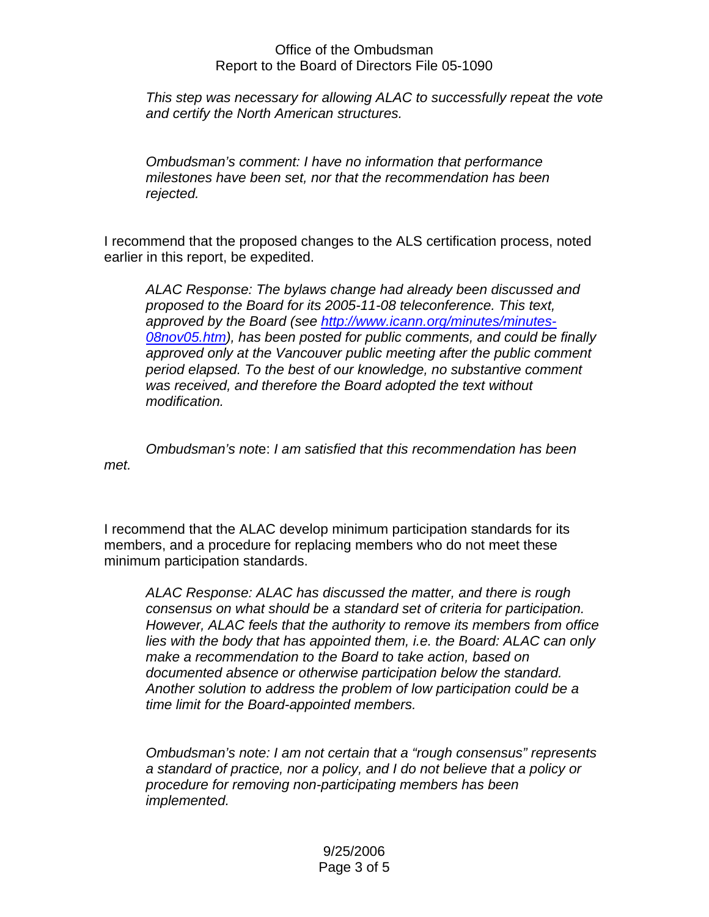*This step was necessary for allowing ALAC to successfully repeat the vote and certify the North American structures.*

*Ombudsman's comment: I have no information that performance milestones have been set, nor that the recommendation has been rejected.*

I recommend that the proposed changes to the ALS certification process, noted earlier in this report, be expedited.

*ALAC Response: The bylaws change had already been discussed and proposed to the Board for its 2005-11-08 teleconference. This text, approved by the Board (see [http://www.icann.org/minutes/minutes-08nov05.htm](http://www.icann.org/minutes/minutes-08nov05.htm)), has been posted for public comments, and could be finally approved only at the Vancouver public meeting after the public comment period elapsed. To the best of our knowledge, no substantive comment was received, and therefore the Board adopted the text without modification.*

*Ombudsman's not*e: *I am satisfied that this recommendation has been met.*

I recommend that the ALAC develop minimum participation standards for its members, and a procedure for replacing members who do not meet these minimum participation standards.

*ALAC Response: ALAC has discussed the matter, and there is rough consensus on what should be a standard set of criteria for participation. However, ALAC feels that the authority to remove its members from office lies with the body that has appointed them, i.e. the Board: ALAC can only make a recommendation to the Board to take action, based on documented absence or otherwise participation below the standard. Another solution to address the problem of low participation could be a time limit for the Board-appointed members.*

*Ombudsman's note: I am not certain that a "rough consensus" represents a standard of practice, nor a policy, and I do not believe that a policy or procedure for removing non-participating members has been implemented.*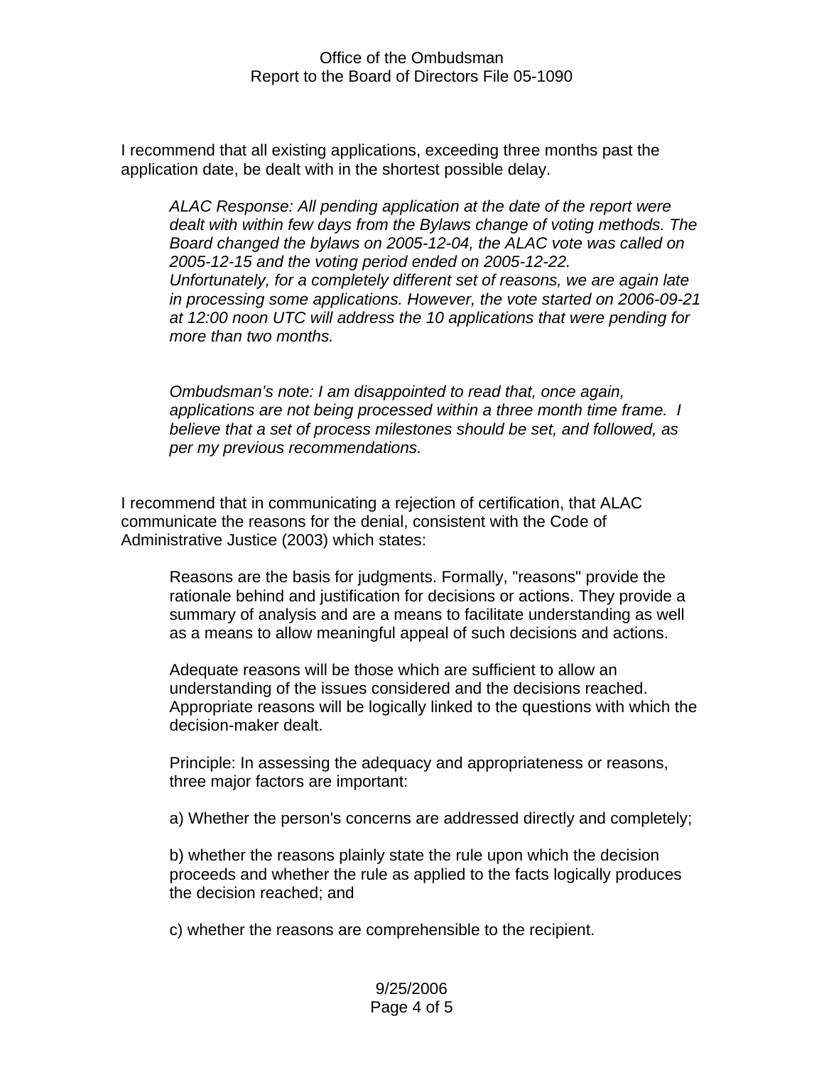I recommend that all existing applications, exceeding three months past the application date, be dealt with in the shortest possible delay.

> *ALAC Response: All pending application at the date of the report were dealt with within few days from the Bylaws change of voting methods. The Board changed the bylaws on 2005-12-04, the ALAC vote was called on 2005-12-15 and the voting period ended on 2005-12-22. Unfortunately, for a completely different set of reasons, we are again late in processing some applications. However, the vote started on 2006-09-21 at 12:00 noon UTC will address the 10 applications that were pending for more than two months.*
>
> *Ombudsman's note: I am disappointed to read that, once again, applications are not being processed within a three month time frame. I believe that a set of process milestones should be set, and followed, as per my previous recommendations.*

I recommend that in communicating a rejection of certification, that ALAC communicate the reasons for the denial, consistent with the Code of Administrative Justice (2003) which states:

> Reasons are the basis for judgments. Formally, "reasons" provide the rationale behind and justification for decisions or actions. They provide a summary of analysis and are a means to facilitate understanding as well as a means to allow meaningful appeal of such decisions and actions.
>
> Adequate reasons will be those which are sufficient to allow an understanding of the issues considered and the decisions reached. Appropriate reasons will be logically linked to the questions with which the decision-maker dealt.
>
> Principle: In assessing the adequacy and appropriateness or reasons, three major factors are important:
>
> a) Whether the person's concerns are addressed directly and completely;
>
> b) whether the reasons plainly state the rule upon which the decision proceeds and whether the rule as applied to the facts logically produces the decision reached; and
>
> c) whether the reasons are comprehensible to the recipient.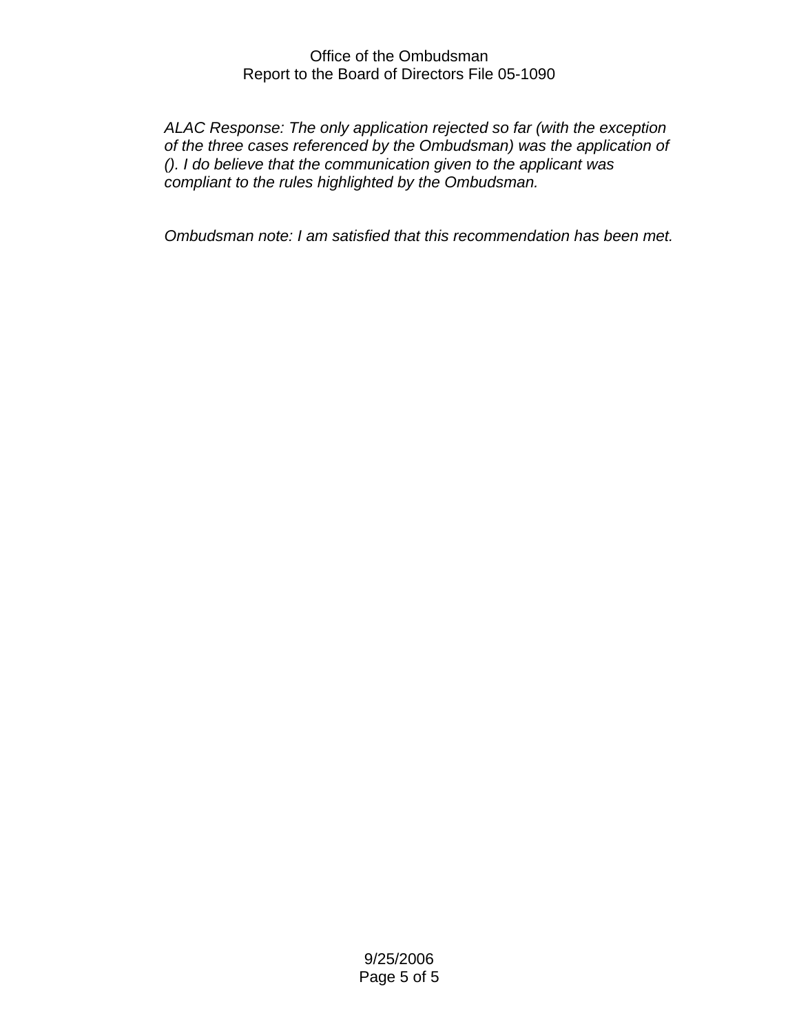*ALAC Response: The only application rejected so far (with the exception of the three cases referenced by the Ombudsman) was the application of (). I do believe that the communication given to the applicant was compliant to the rules highlighted by the Ombudsman.*

*Ombudsman note: I am satisfied that this recommendation has been met.*